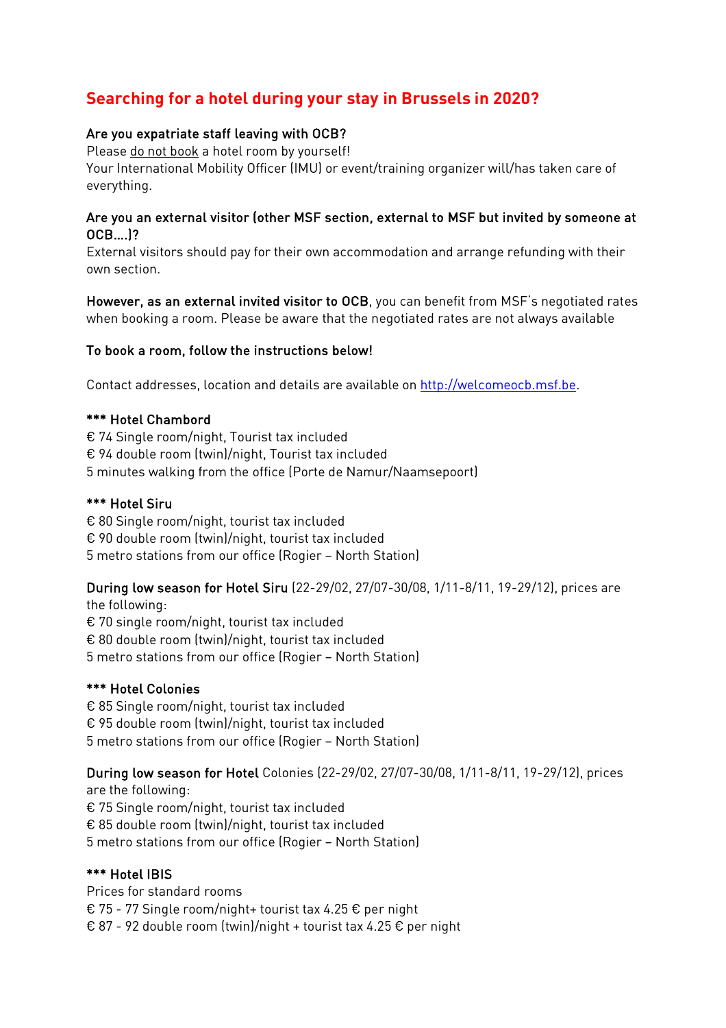# Searching for a hotel during your stay in Brussels in 2020?

**Are you expatriate staff leaving with OCB?**
Please do not book a hotel room by yourself!
Your International Mobility Officer (IMU) or event/training organizer will/has taken care of everything.

**Are you an external visitor (other MSF section, external to MSF but invited by someone at OCB….)?**
External visitors should pay for their own accommodation and arrange refunding with their own section.

**However, as an external invited visitor to OCB**, you can benefit from MSF's negotiated rates when booking a room. Please be aware that the negotiated rates are not always available

**To book a room, follow the instructions below!**

Contact addresses, location and details are available on http://welcomeocb.msf.be.

**\*\*\* Hotel Chambord**
€ 74 Single room/night, Tourist tax included
€ 94 double room (twin)/night, Tourist tax included
5 minutes walking from the office (Porte de Namur/Naamsepoort)

**\*\*\* Hotel Siru**
€ 80 Single room/night, tourist tax included
€ 90 double room (twin)/night, tourist tax included
5 metro stations from our office (Rogier – North Station)

**During low season for Hotel Siru** (22-29/02, 27/07-30/08, 1/11-8/11, 19-29/12), prices are the following:
€ 70 single room/night, tourist tax included
€ 80 double room (twin)/night, tourist tax included
5 metro stations from our office (Rogier – North Station)

**\*\*\* Hotel Colonies**
€ 85 Single room/night, tourist tax included
€ 95 double room (twin)/night, tourist tax included
5 metro stations from our office (Rogier – North Station)

**During low season for Hotel** Colonies (22-29/02, 27/07-30/08, 1/11-8/11, 19-29/12), prices are the following:
€ 75 Single room/night, tourist tax included
€ 85 double room (twin)/night, tourist tax included
5 metro stations from our office (Rogier – North Station)

**\*\*\* Hotel IBIS**
Prices for standard rooms
€ 75 - 77 Single room/night+ tourist tax 4.25 € per night
€ 87 - 92 double room (twin)/night + tourist tax 4.25 € per night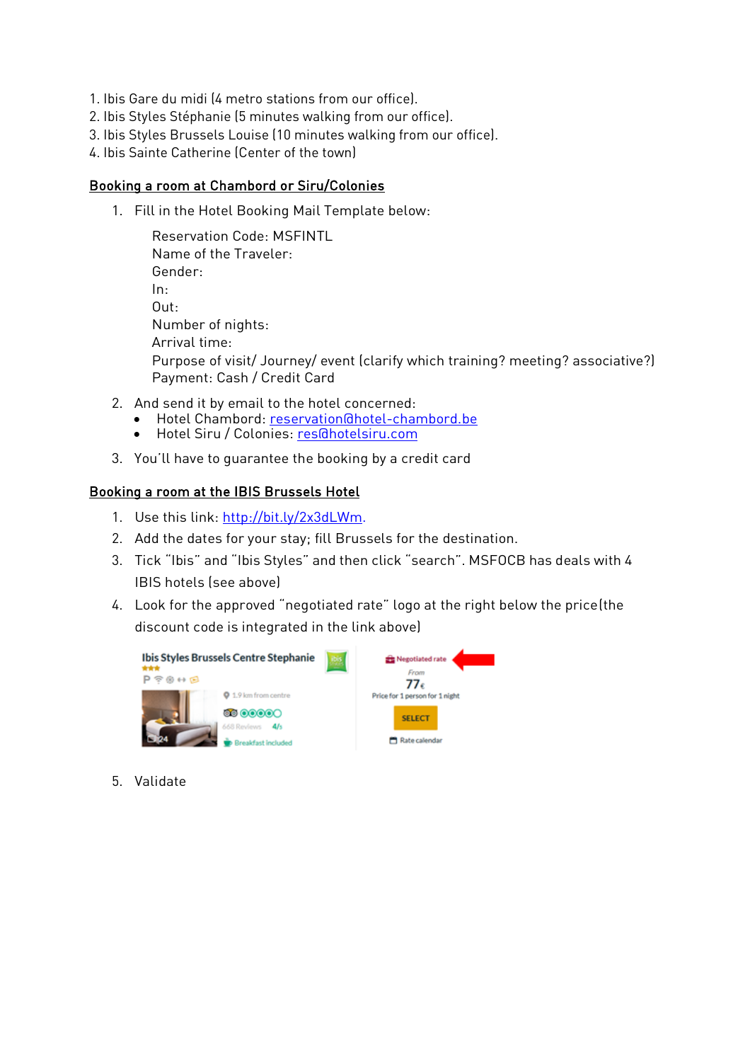1. Ibis Gare du midi (4 metro stations from our office).
2. Ibis Styles Stéphanie (5 minutes walking from our office).
3. Ibis Styles Brussels Louise (10 minutes walking from our office).
4. Ibis Sainte Catherine (Center of the town)

## Booking a room at Chambord or Siru/Colonies

1. Fill in the Hotel Booking Mail Template below:

   Reservation Code: MSFINTL
   Name of the Traveler:
   Gender:
   In:
   Out:
   Number of nights:
   Arrival time:
   Purpose of visit/ Journey/ event (clarify which training? meeting? associative?)
   Payment: Cash / Credit Card

2. And send it by email to the hotel concerned:
   - Hotel Chambord: reservation@hotel-chambord.be
   - Hotel Siru / Colonies: res@hotelsiru.com

3. You'll have to guarantee the booking by a credit card

## Booking a room at the IBIS Brussels Hotel

1. Use this link: http://bit.ly/2x3dLWm.
2. Add the dates for your stay; fill Brussels for the destination.
3. Tick "Ibis" and "Ibis Styles" and then click "search". MSFOCB has deals with 4 IBIS hotels (see above)
4. Look for the approved "negotiated rate" logo at the right below the price(the discount code is integrated in the link above)

5. Validate